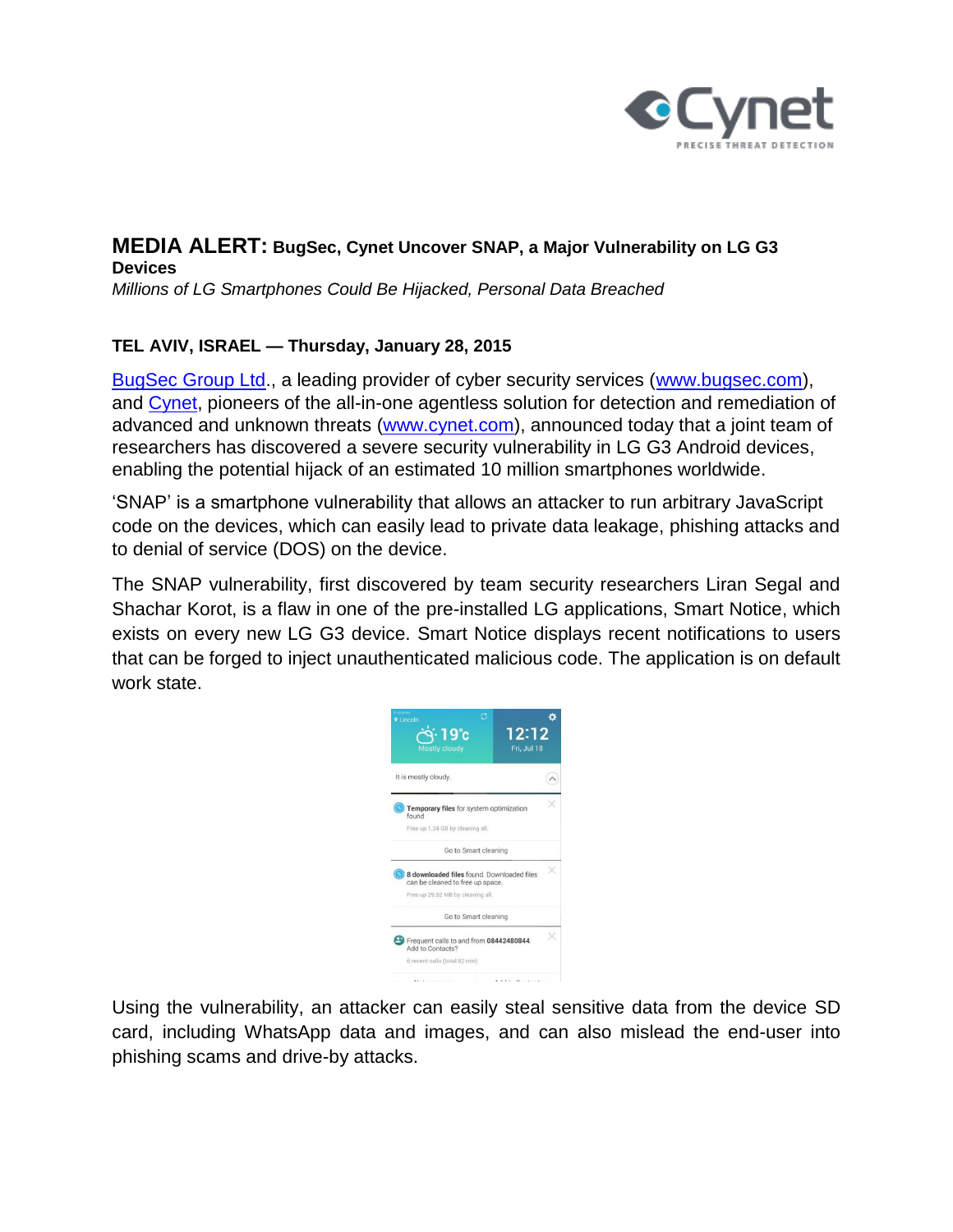# MEDIA ALERT: BugSec, Cynet Uncover SNAP, a Major Vulnerability on LG G3 Devices

*Millions of LG Smartphones Could Be Hijacked, Personal Data Breached*

**TEL AVIV, ISRAEL — Thursday, January 28, 2015**

BugSec Group Ltd., a leading provider of cyber security services (www.bugsec.com), and Cynet, pioneers of the all-in-one agentless solution for detection and remediation of advanced and unknown threats (www.cynet.com), announced today that a joint team of researchers has discovered a severe security vulnerability in LG G3 Android devices, enabling the potential hijack of an estimated 10 million smartphones worldwide.

'SNAP' is a smartphone vulnerability that allows an attacker to run arbitrary JavaScript code on the devices, which can easily lead to private data leakage, phishing attacks and to denial of service (DOS) on the device.

The SNAP vulnerability, first discovered by team security researchers Liran Segal and Shachar Korot, is a flaw in one of the pre-installed LG applications, Smart Notice, which exists on every new LG G3 device. Smart Notice displays recent notifications to users that can be forged to inject unauthenticated malicious code. The application is on default work state.

Using the vulnerability, an attacker can easily steal sensitive data from the device SD card, including WhatsApp data and images, and can also mislead the end-user into phishing scams and drive-by attacks.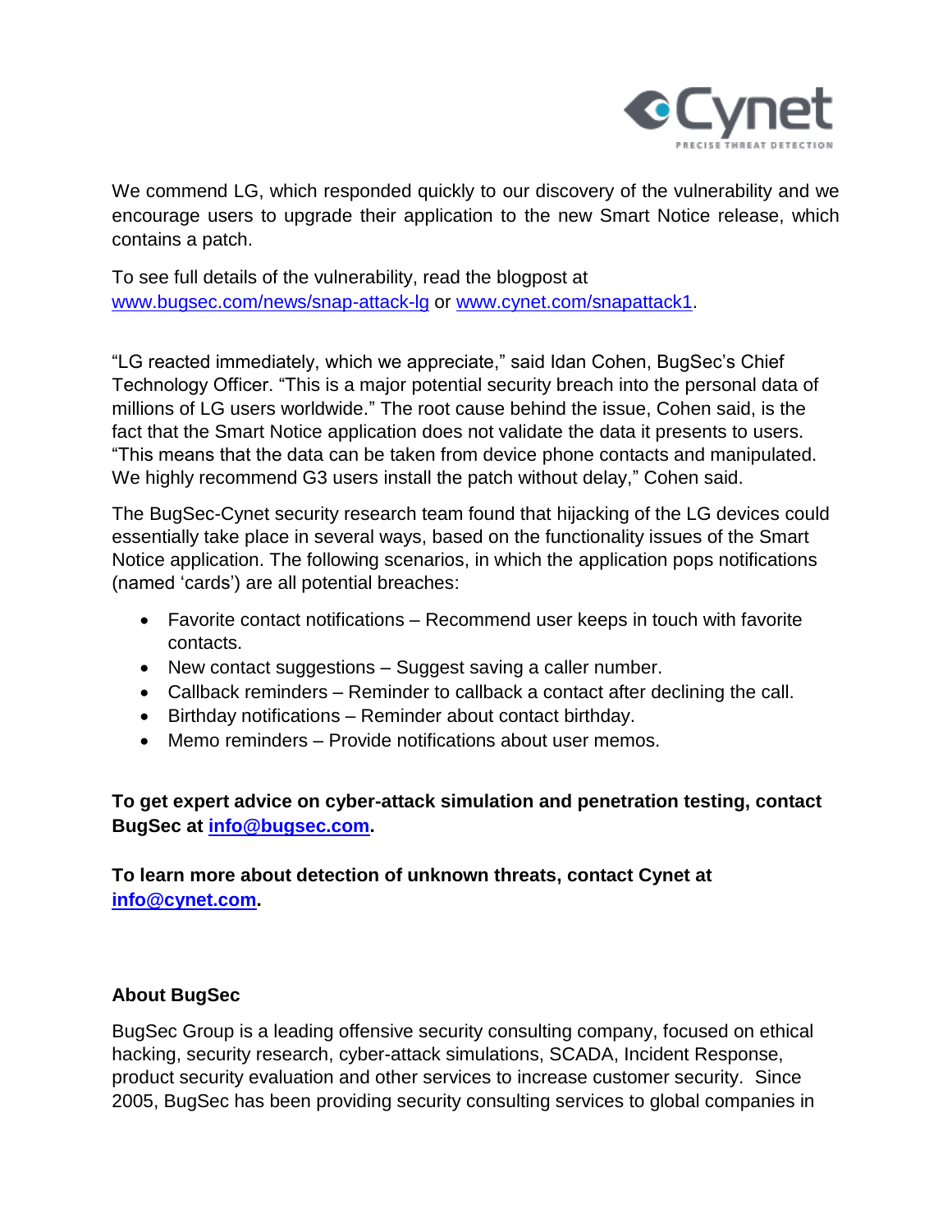We commend LG, which responded quickly to our discovery of the vulnerability and we encourage users to upgrade their application to the new Smart Notice release, which contains a patch.

To see full details of the vulnerability, read the blogpost at www.bugsec.com/news/snap-attack-lg or www.cynet.com/snapattack1.

"LG reacted immediately, which we appreciate," said Idan Cohen, BugSec's Chief Technology Officer. "This is a major potential security breach into the personal data of millions of LG users worldwide." The root cause behind the issue, Cohen said, is the fact that the Smart Notice application does not validate the data it presents to users. "This means that the data can be taken from device phone contacts and manipulated. We highly recommend G3 users install the patch without delay," Cohen said.

The BugSec-Cynet security research team found that hijacking of the LG devices could essentially take place in several ways, based on the functionality issues of the Smart Notice application. The following scenarios, in which the application pops notifications (named 'cards') are all potential breaches:

- Favorite contact notifications – Recommend user keeps in touch with favorite contacts.
- New contact suggestions – Suggest saving a caller number.
- Callback reminders – Reminder to callback a contact after declining the call.
- Birthday notifications – Reminder about contact birthday.
- Memo reminders – Provide notifications about user memos.

**To get expert advice on cyber-attack simulation and penetration testing, contact BugSec at info@bugsec.com.**

**To learn more about detection of unknown threats, contact Cynet at info@cynet.com.**

**About BugSec**

BugSec Group is a leading offensive security consulting company, focused on ethical hacking, security research, cyber-attack simulations, SCADA, Incident Response, product security evaluation and other services to increase customer security. Since 2005, BugSec has been providing security consulting services to global companies in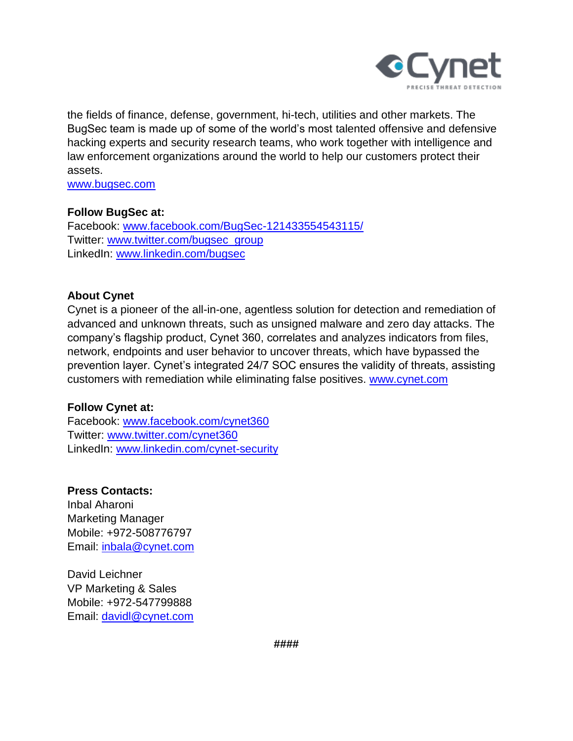the fields of finance, defense, government, hi-tech, utilities and other markets. The BugSec team is made up of some of the world's most talented offensive and defensive hacking experts and security research teams, who work together with intelligence and law enforcement organizations around the world to help our customers protect their assets.
www.bugsec.com

**Follow BugSec at:**
Facebook: www.facebook.com/BugSec-121433554543115/
Twitter: www.twitter.com/bugsec_group
LinkedIn: www.linkedin.com/bugsec

**About Cynet**
Cynet is a pioneer of the all-in-one, agentless solution for detection and remediation of advanced and unknown threats, such as unsigned malware and zero day attacks. The company's flagship product, Cynet 360, correlates and analyzes indicators from files, network, endpoints and user behavior to uncover threats, which have bypassed the prevention layer. Cynet's integrated 24/7 SOC ensures the validity of threats, assisting customers with remediation while eliminating false positives. www.cynet.com

**Follow Cynet at:**
Facebook: www.facebook.com/cynet360
Twitter: www.twitter.com/cynet360
LinkedIn: www.linkedin.com/cynet-security

**Press Contacts:**
Inbal Aharoni
Marketing Manager
Mobile: +972-508776797
Email: inbala@cynet.com

David Leichner
VP Marketing & Sales
Mobile: +972-547799888
Email: davidl@cynet.com

####